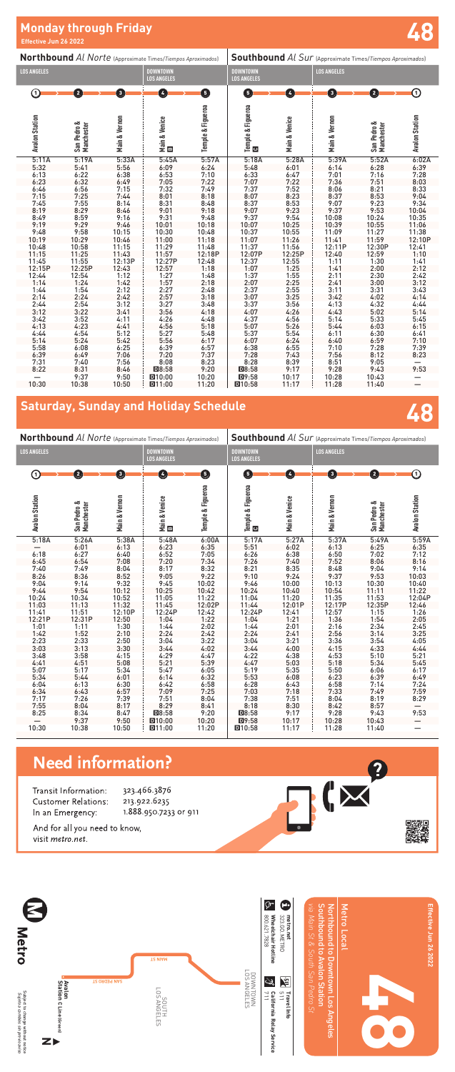# Monday through Friday

**Effective Jun 26 2022**

# 48

| **Northbound** *Al Norte* (Approximate Times/*Tiempos Aproximados*) | | | | | **Southbound** *Al Sur* (Approximate Times/*Tiempos Aproximados*) | | | | |
|---|---|---|---|---|---|---|---|---|---|
| LOS ANGELES | | | DOWNTOWN LOS ANGELES | | DOWNTOWN LOS ANGELES | | LOS ANGELES | | |
| 1 | 2 | 3 | 4 | 5 | 5 | 4 | 3 | 2 | 1 |
| Avalon Station | San Pedro & Manchester | Main & Vernon | Main & Venice | Temple & Figueroa | Temple & Figueroa | Main & Venice | Main & Vernon | San Pedro & Manchester | Avalon Station |
| 5:11A | 5:19A | 5:33A | 5:45A | 5:57A | 5:18A | 5:28A | 5:39A | 5:52A | 6:02A |
| 5:32 | 5:41 | 5:56 | 6:09 | 6:24 | 5:48 | 6:01 | 6:14 | 6:28 | 6:39 |
| 6:13 | 6:22 | 6:38 | 6:53 | 7:10 | 6:33 | 6:47 | 7:01 | 7:16 | 7:28 |
| 6:23 | 6:32 | 6:49 | 7:05 | 7:22 | 7:07 | 7:22 | 7:36 | 7:51 | 8:03 |
| 6:46 | 6:56 | 7:15 | 7:32 | 7:49 | 7:37 | 7:52 | 8:06 | 8:21 | 8:33 |
| 7:15 | 7:25 | 7:44 | 8:01 | 8:18 | 8:07 | 8:23 | 8:37 | 8:53 | 9:04 |
| 7:45 | 7:55 | 8:14 | 8:31 | 8:48 | 8:37 | 8:53 | 9:07 | 9:23 | 9:34 |
| 8:19 | 8:29 | 8:46 | 9:01 | 9:18 | 9:07 | 9:23 | 9:37 | 9:53 | 10:04 |
| 8:49 | 8:59 | 9:16 | 9:31 | 9:48 | 9:37 | 9:54 | 10:08 | 10:24 | 10:35 |
| 9:19 | 9:29 | 9:46 | 10:01 | 10:18 | 10:07 | 10:25 | 10:39 | 10:55 | 11:06 |
| 9:48 | 9:58 | 10:15 | 10:30 | 10:48 | 10:37 | 10:55 | 11:09 | 11:27 | 11:38 |
| 10:19 | 10:29 | 10:46 | 11:00 | 11:18 | 11:07 | 11:26 | 11:41 | 11:59 | 12:10P |
| 10:48 | 10:58 | 11:15 | 11:29 | 11:48 | 11:37 | 11:56 | 12:11P | 12:30P | 12:41 |
| 11:15 | 11:25 | 11:43 | 11:57 | 12:18P | 12:07P | 12:25P | 12:40 | 12:59 | 1:10 |
| 11:45 | 11:55 | 12:13P | 12:27P | 12:48 | 12:37 | 12:55 | 1:11 | 1:30 | 1:41 |
| 12:15P | 12:25P | 12:43 | 12:57 | 1:18 | 1:07 | 1:25 | 1:41 | 2:00 | 2:12 |
| 12:44 | 12:54 | 1:12 | 1:27 | 1:48 | 1:37 | 1:55 | 2:11 | 2:30 | 2:42 |
| 1:14 | 1:24 | 1:42 | 1:57 | 2:18 | 2:07 | 2:25 | 2:41 | 3:00 | 3:12 |
| 1:44 | 1:54 | 2:12 | 2:27 | 2:48 | 2:37 | 2:55 | 3:11 | 3:31 | 3:43 |
| 2:14 | 2:24 | 2:42 | 2:57 | 3:18 | 3:07 | 3:25 | 3:42 | 4:02 | 4:14 |
| 2:44 | 2:54 | 3:12 | 3:27 | 3:48 | 3:37 | 3:56 | 4:13 | 4:32 | 4:44 |
| 3:12 | 3:22 | 3:41 | 3:56 | 4:18 | 4:07 | 4:26 | 4:43 | 5:02 | 5:14 |
| 3:42 | 3:52 | 4:11 | 4:26 | 4:48 | 4:37 | 4:56 | 5:14 | 5:33 | 5:45 |
| 4:13 | 4:23 | 4:41 | 4:56 | 5:18 | 5:07 | 5:26 | 5:44 | 6:03 | 6:15 |
| 4:44 | 4:54 | 5:12 | 5:27 | 5:48 | 5:37 | 5:54 | 6:11 | 6:30 | 6:41 |
| 5:14 | 5:24 | 5:42 | 5:56 | 6:17 | 6:07 | 6:24 | 6:40 | 6:59 | 7:10 |
| 5:58 | 6:08 | 6:25 | 6:39 | 6:57 | 6:38 | 6:55 | 7:10 | 7:28 | 7:39 |
| 6:39 | 6:49 | 7:06 | 7:20 | 7:37 | 7:28 | 7:43 | 7:56 | 8:12 | 8:23 |
| 7:31 | 7:40 | 7:56 | 8:08 | 8:23 | 8:28 | 8:39 | 8:51 | 9:05 | — |
| 8:22 | 8:31 | 8:46 | B 8:58 | 9:20 | B 8:58 | 9:17 | 9:28 | 9:43 | 9:53 |
| — | 9:37 | 9:50 | B 10:00 | 10:20 | B 9:58 | 10:17 | 10:28 | 10:43 | — |
| 10:30 | 10:38 | 10:50 | B 11:00 | 11:20 | B 10:58 | 11:17 | 11:28 | 11:40 | — |

# Saturday, Sunday and Holiday Schedule

# 48

| **Northbound** *Al Norte* (Approximate Times/*Tiempos Aproximados*) | | | | | **Southbound** *Al Sur* (Approximate Times/*Tiempos Aproximados*) | | | | |
|---|---|---|---|---|---|---|---|---|---|
| LOS ANGELES | | | DOWNTOWN LOS ANGELES | | DOWNTOWN LOS ANGELES | | LOS ANGELES | | |
| 1 | 2 | 3 | 4 | 5 | 5 | 4 | 3 | 2 | 1 |
| Avalon Station | San Pedro & Manchester | Main & Vernon | Main & Venice | Temple & Figueroa | Temple & Figueroa | Main & Venice | Main & Vernon | San Pedro & Manchester | Avalon Station |
| 5:18A | 5:26A | 5:38A | 5:48A | 6:00A | 5:17A | 5:27A | 5:37A | 5:49A | 5:59A |
| — | 6:01 | 6:13 | 6:23 | 6:35 | 5:51 | 6:02 | 6:13 | 6:25 | 6:35 |
| 6:18 | 6:27 | 6:40 | 6:52 | 7:05 | 6:26 | 6:38 | 6:50 | 7:02 | 7:12 |
| 6:45 | 6:54 | 7:08 | 7:20 | 7:34 | 7:26 | 7:40 | 7:52 | 8:06 | 8:16 |
| 7:40 | 7:49 | 8:04 | 8:17 | 8:32 | 8:21 | 8:35 | 8:48 | 9:04 | 9:14 |
| 8:26 | 8:36 | 8:52 | 9:05 | 9:22 | 9:10 | 9:24 | 9:37 | 9:53 | 10:03 |
| 9:04 | 9:14 | 9:32 | 9:45 | 10:02 | 9:46 | 10:00 | 10:13 | 10:30 | 10:40 |
| 9:44 | 9:54 | 10:12 | 10:25 | 10:42 | 10:24 | 10:40 | 10:54 | 11:11 | 11:22 |
| 10:24 | 10:34 | 10:52 | 11:05 | 11:22 | 11:04 | 11:20 | 11:35 | 11:53 | 12:04P |
| 11:03 | 11:13 | 11:32 | 11:45 | 12:02P | 11:44 | 12:01P | 12:17P | 12:35P | 12:46 |
| 11:41 | 11:51 | 12:10P | 12:24P | 12:42 | 12:24P | 12:41 | 12:57 | 1:15 | 1:26 |
| 12:21P | 12:31P | 12:50 | 1:04 | 1:22 | 1:04 | 1:21 | 1:36 | 1:54 | 2:05 |
| 1:01 | 1:11 | 1:30 | 1:44 | 2:02 | 1:44 | 2:01 | 2:16 | 2:34 | 2:45 |
| 1:42 | 1:52 | 2:10 | 2:24 | 2:42 | 2:24 | 2:41 | 2:56 | 3:14 | 3:25 |
| 2:23 | 2:33 | 2:50 | 3:04 | 3:22 | 3:04 | 3:21 | 3:36 | 3:54 | 4:05 |
| 3:03 | 3:13 | 3:30 | 3:44 | 4:02 | 3:44 | 4:00 | 4:15 | 4:33 | 4:44 |
| 3:48 | 3:58 | 4:15 | 4:29 | 4:47 | 4:22 | 4:38 | 4:53 | 5:10 | 5:21 |
| 4:41 | 4:51 | 5:08 | 5:21 | 5:39 | 4:47 | 5:03 | 5:18 | 5:34 | 5:45 |
| 5:07 | 5:17 | 5:34 | 5:47 | 6:05 | 5:19 | 5:35 | 5:50 | 6:06 | 6:17 |
| 5:34 | 5:44 | 6:01 | 6:14 | 6:32 | 5:53 | 6:08 | 6:23 | 6:39 | 6:49 |
| 6:04 | 6:13 | 6:30 | 6:42 | 6:58 | 6:28 | 6:43 | 6:58 | 7:14 | 7:24 |
| 6:34 | 6:43 | 6:57 | 7:09 | 7:25 | 7:03 | 7:18 | 7:33 | 7:49 | 7:59 |
| 7:17 | 7:26 | 7:39 | 7:51 | 8:04 | 7:38 | 7:51 | 8:04 | 8:19 | 8:29 |
| 7:55 | 8:04 | 8:17 | 8:29 | 8:41 | 8:18 | 8:30 | 8:42 | 8:57 | — |
| 8:25 | 8:34 | 8:47 | B 8:58 | 9:20 | B 8:58 | 9:17 | 9:28 | 9:43 | 9:53 |
| — | 9:37 | 9:50 | B 10:00 | 10:20 | B 9:58 | 10:17 | 10:28 | 10:43 | — |
| 10:30 | 10:38 | 10:50 | B 11:00 | 11:20 | B 10:58 | 11:17 | 11:28 | 11:40 | — |

# Need information?

Transit Information: 323.466.3876
Customer Relations: 213.922.6235
In an Emergency: 1.888.950.7233 or 911

And for all you need to know, visit *metro.net*.

Effective Jun 26 2022

# 48

Metro Local

Northbound to Downtown Los Angeles
Southbound to Avalon Station
via Main St & South San Pedro St

metro.net
323.GO.METRO

Wheelchair Hotline
800.621.7828

Travel Info
511

California Relay Service
711

DOWNTOWN LOS ANGELES

SOUTH LOS ANGELES

MAIN ST

SAN PEDRO ST

Avalon Station C Line (Green)

Metro

Subject to change without notice
Sujeto a cambios sin previo aviso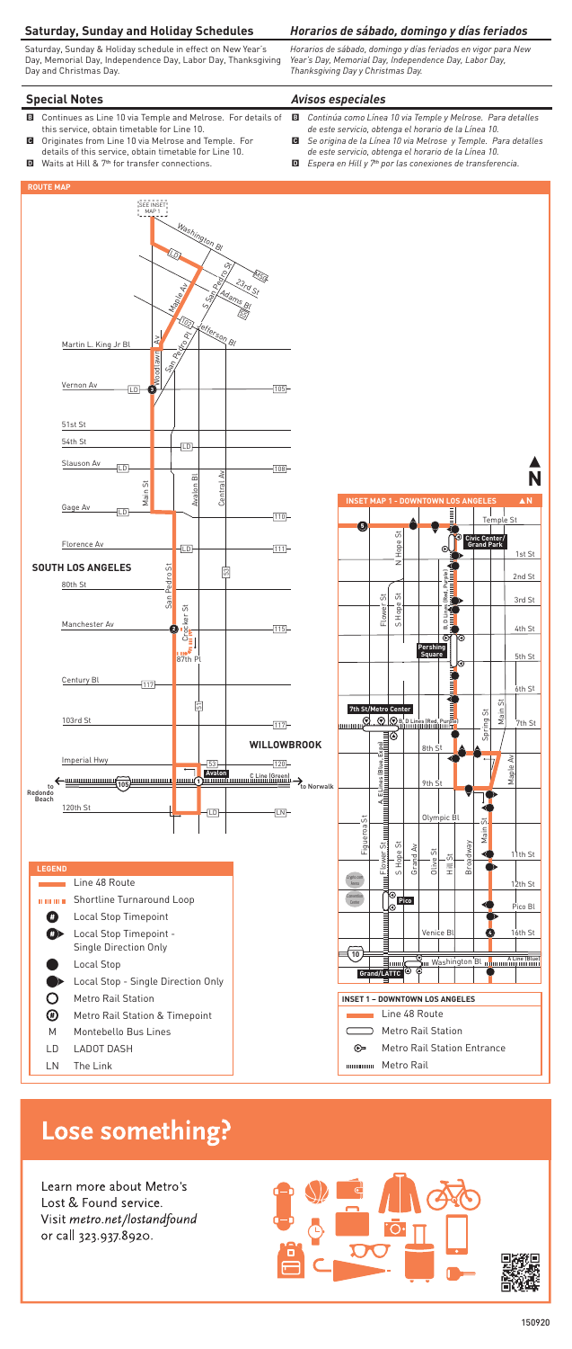## Saturday, Sunday and Holiday Schedules

Saturday, Sunday & Holiday schedule in effect on New Year's Day, Memorial Day, Independence Day, Labor Day, Thanksgiving Day and Christmas Day.

## *Horarios de sábado, domingo y días feriados*

*Horarios de sábado, domingo y días feriados en vigor para New Year's Day, Memorial Day, Independence Day, Labor Day, Thanksgiving Day y Christmas Day.*

## Special Notes

- **B** Continues as Line 10 via Temple and Melrose. For details of this service, obtain timetable for Line 10.
- **C** Originates from Line 10 via Melrose and Temple. For details of this service, obtain timetable for Line 10.
- **D** Waits at Hill & 7th for transfer connections.

## *Avisos especiales*

- **B** *Continúa como Línea 10 via Temple y Melrose. Para detalles de este servicio, obtenga el horario de la Línea 10.*
- **C** *Se origina de la Línea 10 via Melrose y Temple. Para detalles de este servicio, obtenga el horario de la Línea 10.*
- **D** *Espera en Hill y 7th por las conexiones de transferencia.*

### ROUTE MAP

SEE INSET MAP 1

Washington Bl
LD
S San Pedro St
23rd St
Adams Bl
Maple Av
Jefferson Bl
San Pedro Pl
Martin L. King Jr Bl
Woodlawn Av
Vernon Av
51st St
54th St
Slauson Av
Main St
Avalon Bl
Central Av
Gage Av
Florence Av
SOUTH LOS ANGELES
80th St
San Pedro St
Manchester Av
Crocker St
87th Pl
Century Bl
103rd St
WILLOWBROOK
Imperial Hwy
Avalon
C Line (Green)
to Norwalk
to Redondo Beach
120th St
LN
105 108 110 111 115 117 120 53 55

N

### INSET MAP 1 - DOWNTOWN LOS ANGELES

Temple St
Civic Center/Grand Park
1st St
2nd St
3rd St
4th St
5th St
6th St
7th St
N Hope St
S Hope St
Flower St
B D Lines (Red, Purple)
Pershing Square
7th St/Metro Center
B D Lines (Red, Purple)
A E Lines (Blue, Expo)
8th St
9th St
Spring St
Main St
Maple Av
Olympic Bl
Figueroa St
Grand Av
Olive St
Hill St
Broadway
11th St
12th St
Pico
Pico Bl
Venice Bl
16th St
Washington Bl
A Line (Blue)
Grand/LATTC
10

### LEGEND

- Line 48 Route
- Shortline Turnaround Loop
- Local Stop Timepoint
- Local Stop Timepoint - Single Direction Only
- Local Stop
- Local Stop - Single Direction Only
- Metro Rail Station
- Metro Rail Station & Timepoint
- M Montebello Bus Lines
- LD LADOT DASH
- LN The Link

### INSET 1 – DOWNTOWN LOS ANGELES

- Line 48 Route
- Metro Rail Station
- Metro Rail Station Entrance
- Metro Rail

# Lose something?

Learn more about Metro's Lost & Found service.
Visit *metro.net/lostandfound*
or call 323.937.8920.

150920